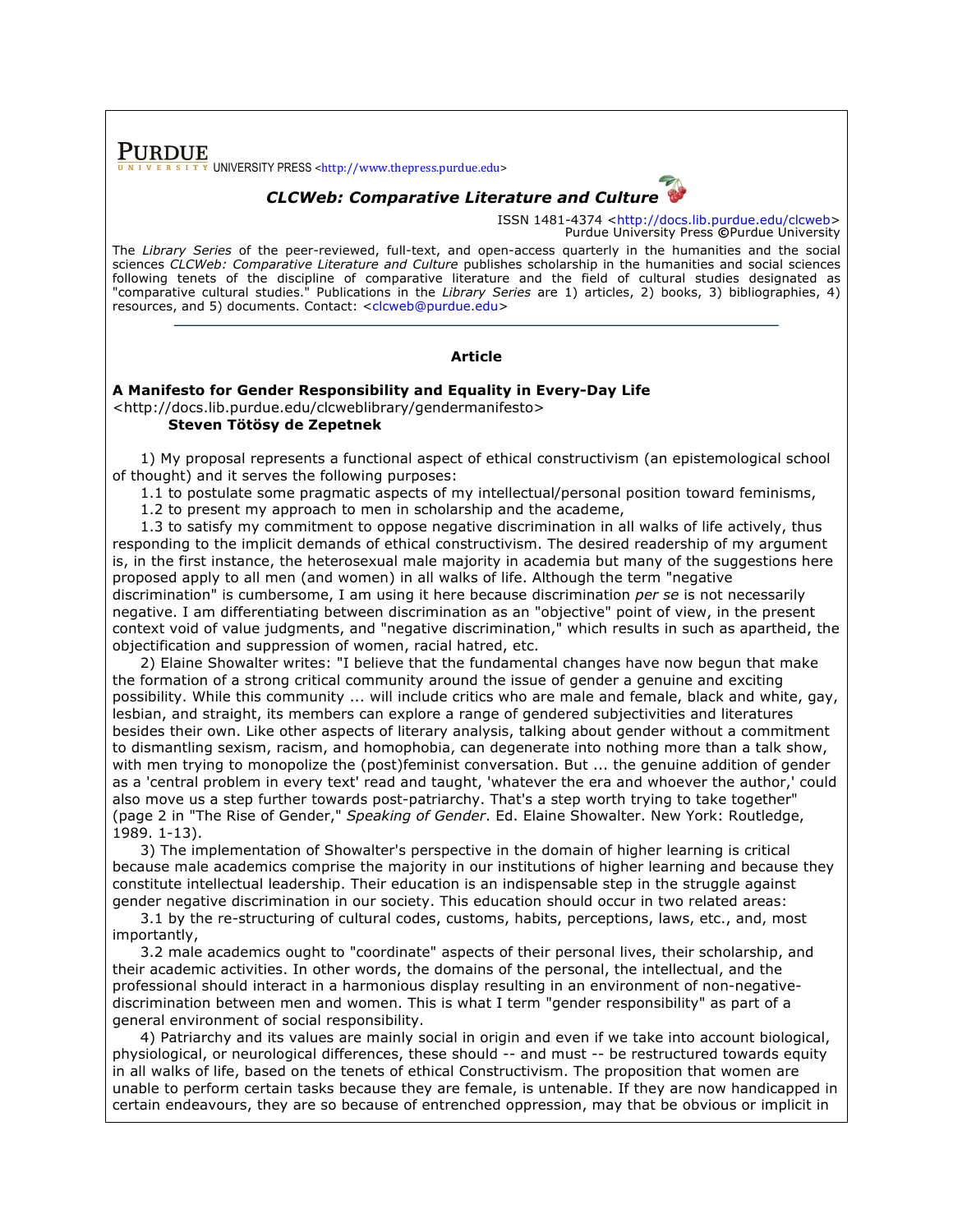PURDUE UNIVERSITY PRESS <http://www.thepress.purdue.edu>

***CLCWeb: Comparative Literature and Culture***

ISSN 1481-4374 <http://docs.lib.purdue.edu/clcweb>
Purdue University Press ©Purdue University

The *Library Series* of the peer-reviewed, full-text, and open-access quarterly in the humanities and the social sciences *CLCWeb: Comparative Literature and Culture* publishes scholarship in the humanities and social sciences following tenets of the discipline of comparative literature and the field of cultural studies designated as "comparative cultural studies." Publications in the *Library Series* are 1) articles, 2) books, 3) bibliographies, 4) resources, and 5) documents. Contact: <clcweb@purdue.edu>

**Article**

**A Manifesto for Gender Responsibility and Equality in Every-Day Life**
<http://docs.lib.purdue.edu/clcweblibrary/gendermanifesto>
**Steven Tötösy de Zepetnek**

1) My proposal represents a functional aspect of ethical constructivism (an epistemological school of thought) and it serves the following purposes:

1.1 to postulate some pragmatic aspects of my intellectual/personal position toward feminisms,

1.2 to present my approach to men in scholarship and the academe,

1.3 to satisfy my commitment to oppose negative discrimination in all walks of life actively, thus responding to the implicit demands of ethical constructivism. The desired readership of my argument is, in the first instance, the heterosexual male majority in academia but many of the suggestions here proposed apply to all men (and women) in all walks of life. Although the term "negative discrimination" is cumbersome, I am using it here because discrimination *per se* is not necessarily negative. I am differentiating between discrimination as an "objective" point of view, in the present context void of value judgments, and "negative discrimination," which results in such as apartheid, the objectification and suppression of women, racial hatred, etc.

2) Elaine Showalter writes: "I believe that the fundamental changes have now begun that make the formation of a strong critical community around the issue of gender a genuine and exciting possibility. While this community ... will include critics who are male and female, black and white, gay, lesbian, and straight, its members can explore a range of gendered subjectivities and literatures besides their own. Like other aspects of literary analysis, talking about gender without a commitment to dismantling sexism, racism, and homophobia, can degenerate into nothing more than a talk show, with men trying to monopolize the (post)feminist conversation. But ... the genuine addition of gender as a 'central problem in every text' read and taught, 'whatever the era and whoever the author,' could also move us a step further towards post-patriarchy. That's a step worth trying to take together" (page 2 in "The Rise of Gender," *Speaking of Gender*. Ed. Elaine Showalter. New York: Routledge, 1989. 1-13).

3) The implementation of Showalter's perspective in the domain of higher learning is critical because male academics comprise the majority in our institutions of higher learning and because they constitute intellectual leadership. Their education is an indispensable step in the struggle against gender negative discrimination in our society. This education should occur in two related areas:

3.1 by the re-structuring of cultural codes, customs, habits, perceptions, laws, etc., and, most importantly,

3.2 male academics ought to "coordinate" aspects of their personal lives, their scholarship, and their academic activities. In other words, the domains of the personal, the intellectual, and the professional should interact in a harmonious display resulting in an environment of non-negative-discrimination between men and women. This is what I term "gender responsibility" as part of a general environment of social responsibility.

4) Patriarchy and its values are mainly social in origin and even if we take into account biological, physiological, or neurological differences, these should -- and must -- be restructured towards equity in all walks of life, based on the tenets of ethical Constructivism. The proposition that women are unable to perform certain tasks because they are female, is untenable. If they are now handicapped in certain endeavours, they are so because of entrenched oppression, may that be obvious or implicit in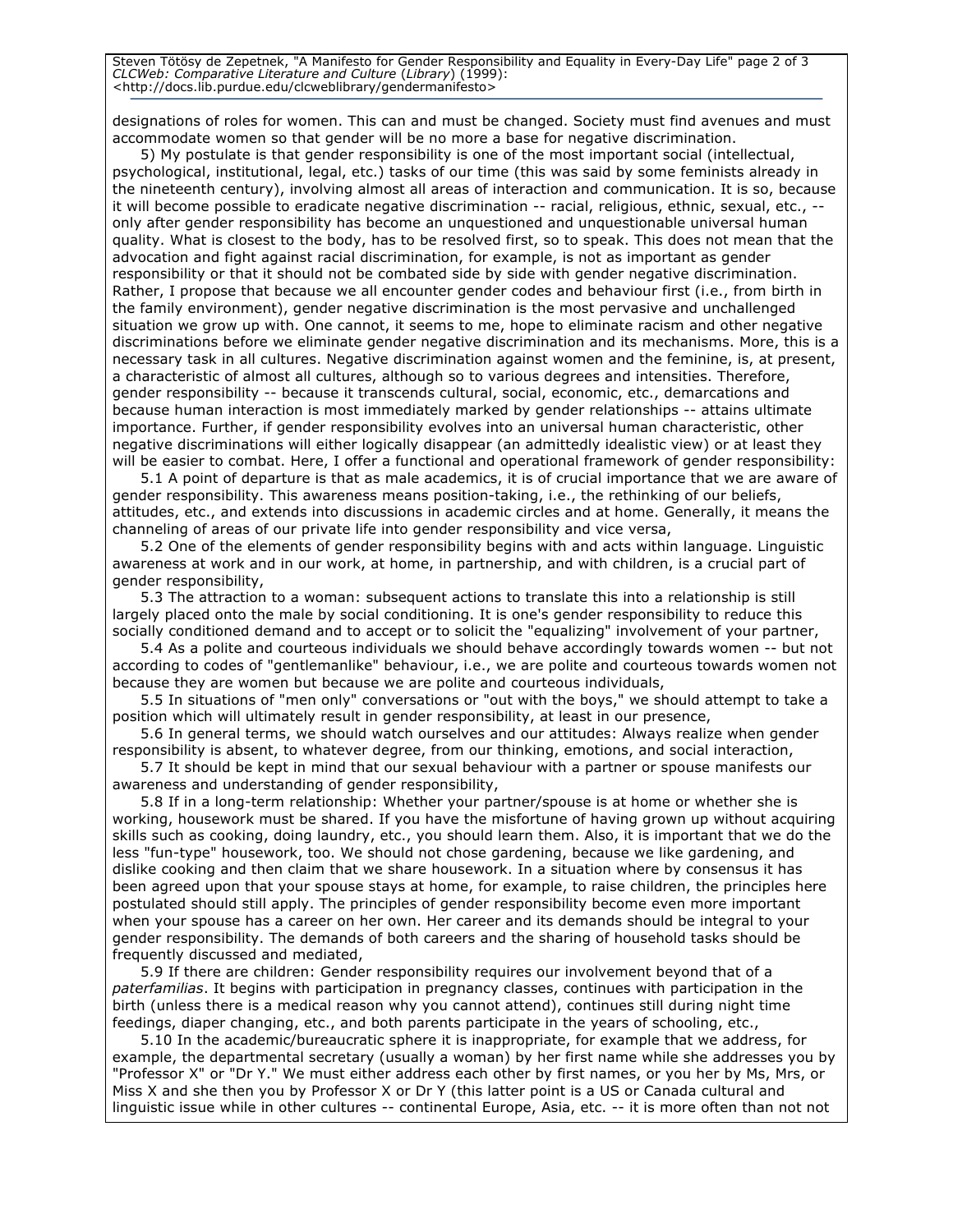designations of roles for women. This can and must be changed. Society must find avenues and must accommodate women so that gender will be no more a base for negative discrimination.

5) My postulate is that gender responsibility is one of the most important social (intellectual, psychological, institutional, legal, etc.) tasks of our time (this was said by some feminists already in the nineteenth century), involving almost all areas of interaction and communication. It is so, because it will become possible to eradicate negative discrimination -- racial, religious, ethnic, sexual, etc., -- only after gender responsibility has become an unquestioned and unquestionable universal human quality. What is closest to the body, has to be resolved first, so to speak. This does not mean that the advocation and fight against racial discrimination, for example, is not as important as gender responsibility or that it should not be combated side by side with gender negative discrimination. Rather, I propose that because we all encounter gender codes and behaviour first (i.e., from birth in the family environment), gender negative discrimination is the most pervasive and unchallenged situation we grow up with. One cannot, it seems to me, hope to eliminate racism and other negative discriminations before we eliminate gender negative discrimination and its mechanisms. More, this is a necessary task in all cultures. Negative discrimination against women and the feminine, is, at present, a characteristic of almost all cultures, although so to various degrees and intensities. Therefore, gender responsibility -- because it transcends cultural, social, economic, etc., demarcations and because human interaction is most immediately marked by gender relationships -- attains ultimate importance. Further, if gender responsibility evolves into an universal human characteristic, other negative discriminations will either logically disappear (an admittedly idealistic view) or at least they will be easier to combat. Here, I offer a functional and operational framework of gender responsibility:

5.1 A point of departure is that as male academics, it is of crucial importance that we are aware of gender responsibility. This awareness means position-taking, i.e., the rethinking of our beliefs, attitudes, etc., and extends into discussions in academic circles and at home. Generally, it means the channeling of areas of our private life into gender responsibility and vice versa,

5.2 One of the elements of gender responsibility begins with and acts within language. Linguistic awareness at work and in our work, at home, in partnership, and with children, is a crucial part of gender responsibility,

5.3 The attraction to a woman: subsequent actions to translate this into a relationship is still largely placed onto the male by social conditioning. It is one's gender responsibility to reduce this socially conditioned demand and to accept or to solicit the "equalizing" involvement of your partner,

5.4 As a polite and courteous individuals we should behave accordingly towards women -- but not according to codes of "gentlemanlike" behaviour, i.e., we are polite and courteous towards women not because they are women but because we are polite and courteous individuals,

5.5 In situations of "men only" conversations or "out with the boys," we should attempt to take a position which will ultimately result in gender responsibility, at least in our presence,

5.6 In general terms, we should watch ourselves and our attitudes: Always realize when gender responsibility is absent, to whatever degree, from our thinking, emotions, and social interaction,

5.7 It should be kept in mind that our sexual behaviour with a partner or spouse manifests our awareness and understanding of gender responsibility,

5.8 If in a long-term relationship: Whether your partner/spouse is at home or whether she is working, housework must be shared. If you have the misfortune of having grown up without acquiring skills such as cooking, doing laundry, etc., you should learn them. Also, it is important that we do the less "fun-type" housework, too. We should not chose gardening, because we like gardening, and dislike cooking and then claim that we share housework. In a situation where by consensus it has been agreed upon that your spouse stays at home, for example, to raise children, the principles here postulated should still apply. The principles of gender responsibility become even more important when your spouse has a career on her own. Her career and its demands should be integral to your gender responsibility. The demands of both careers and the sharing of household tasks should be frequently discussed and mediated,

5.9 If there are children: Gender responsibility requires our involvement beyond that of a *paterfamilias*. It begins with participation in pregnancy classes, continues with participation in the birth (unless there is a medical reason why you cannot attend), continues still during night time feedings, diaper changing, etc., and both parents participate in the years of schooling, etc.,

5.10 In the academic/bureaucratic sphere it is inappropriate, for example that we address, for example, the departmental secretary (usually a woman) by her first name while she addresses you by "Professor X" or "Dr Y." We must either address each other by first names, or you her by Ms, Mrs, or Miss X and she then you by Professor X or Dr Y (this latter point is a US or Canada cultural and linguistic issue while in other cultures -- continental Europe, Asia, etc. -- it is more often than not not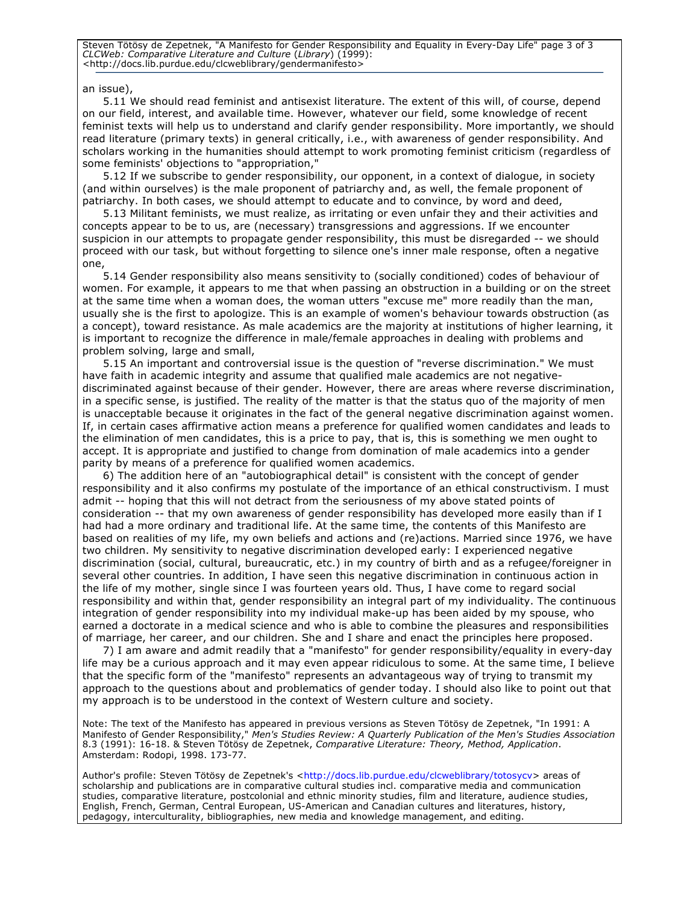an issue),

5.11 We should read feminist and antisexist literature. The extent of this will, of course, depend on our field, interest, and available time. However, whatever our field, some knowledge of recent feminist texts will help us to understand and clarify gender responsibility. More importantly, we should read literature (primary texts) in general critically, i.e., with awareness of gender responsibility. And scholars working in the humanities should attempt to work promoting feminist criticism (regardless of some feminists' objections to "appropriation,"

5.12 If we subscribe to gender responsibility, our opponent, in a context of dialogue, in society (and within ourselves) is the male proponent of patriarchy and, as well, the female proponent of patriarchy. In both cases, we should attempt to educate and to convince, by word and deed,

5.13 Militant feminists, we must realize, as irritating or even unfair they and their activities and concepts appear to be to us, are (necessary) transgressions and aggressions. If we encounter suspicion in our attempts to propagate gender responsibility, this must be disregarded -- we should proceed with our task, but without forgetting to silence one's inner male response, often a negative one,

5.14 Gender responsibility also means sensitivity to (socially conditioned) codes of behaviour of women. For example, it appears to me that when passing an obstruction in a building or on the street at the same time when a woman does, the woman utters "excuse me" more readily than the man, usually she is the first to apologize. This is an example of women's behaviour towards obstruction (as a concept), toward resistance. As male academics are the majority at institutions of higher learning, it is important to recognize the difference in male/female approaches in dealing with problems and problem solving, large and small,

5.15 An important and controversial issue is the question of "reverse discrimination." We must have faith in academic integrity and assume that qualified male academics are not negative-discriminated against because of their gender. However, there are areas where reverse discrimination, in a specific sense, is justified. The reality of the matter is that the status quo of the majority of men is unacceptable because it originates in the fact of the general negative discrimination against women. If, in certain cases affirmative action means a preference for qualified women candidates and leads to the elimination of men candidates, this is a price to pay, that is, this is something we men ought to accept. It is appropriate and justified to change from domination of male academics into a gender parity by means of a preference for qualified women academics.

6) The addition here of an "autobiographical detail" is consistent with the concept of gender responsibility and it also confirms my postulate of the importance of an ethical constructivism. I must admit -- hoping that this will not detract from the seriousness of my above stated points of consideration -- that my own awareness of gender responsibility has developed more easily than if I had had a more ordinary and traditional life. At the same time, the contents of this Manifesto are based on realities of my life, my own beliefs and actions and (re)actions. Married since 1976, we have two children. My sensitivity to negative discrimination developed early: I experienced negative discrimination (social, cultural, bureaucratic, etc.) in my country of birth and as a refugee/foreigner in several other countries. In addition, I have seen this negative discrimination in continuous action in the life of my mother, single since I was fourteen years old. Thus, I have come to regard social responsibility and within that, gender responsibility an integral part of my individuality. The continuous integration of gender responsibility into my individual make-up has been aided by my spouse, who earned a doctorate in a medical science and who is able to combine the pleasures and responsibilities of marriage, her career, and our children. She and I share and enact the principles here proposed.

7) I am aware and admit readily that a "manifesto" for gender responsibility/equality in every-day life may be a curious approach and it may even appear ridiculous to some. At the same time, I believe that the specific form of the "manifesto" represents an advantageous way of trying to transmit my approach to the questions about and problematics of gender today. I should also like to point out that my approach is to be understood in the context of Western culture and society.

Note: The text of the Manifesto has appeared in previous versions as Steven Tötösy de Zepetnek, "In 1991: A Manifesto of Gender Responsibility," *Men's Studies Review: A Quarterly Publication of the Men's Studies Association* 8.3 (1991): 16-18. & Steven Tötösy de Zepetnek, *Comparative Literature: Theory, Method, Application*. Amsterdam: Rodopi, 1998. 173-77.

Author's profile: Steven Tötösy de Zepetnek's <http://docs.lib.purdue.edu/clcweblibrary/totosycv> areas of scholarship and publications are in comparative cultural studies incl. comparative media and communication studies, comparative literature, postcolonial and ethnic minority studies, film and literature, audience studies, English, French, German, Central European, US-American and Canadian cultures and literatures, history, pedagogy, interculturality, bibliographies, new media and knowledge management, and editing.